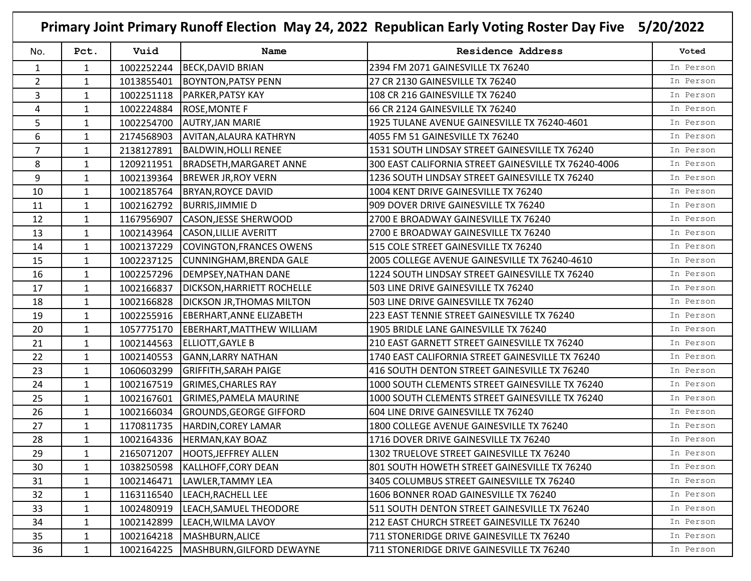# Primary Joint Primary Runoff Election May 24, 2022 Republican Early Voting Roster Day Five 5/20/2022

| No. | Pct. | Vuid | Name | Residence Address | Voted |
|---|---|---|---|---|---|
| 1 | 1 | 1002252244 | BECK,DAVID BRIAN | 2394 FM 2071 GAINESVILLE TX 76240 | In Person |
| 2 | 1 | 1013855401 | BOYNTON,PATSY PENN | 27 CR 2130 GAINESVILLE TX 76240 | In Person |
| 3 | 1 | 1002251118 | PARKER,PATSY KAY | 108 CR 216 GAINESVILLE TX 76240 | In Person |
| 4 | 1 | 1002224884 | ROSE,MONTE F | 66 CR 2124 GAINESVILLE TX 76240 | In Person |
| 5 | 1 | 1002254700 | AUTRY,JAN MARIE | 1925 TULANE AVENUE GAINESVILLE TX 76240-4601 | In Person |
| 6 | 1 | 2174568903 | AVITAN,ALAURA KATHRYN | 4055 FM 51 GAINESVILLE TX 76240 | In Person |
| 7 | 1 | 2138127891 | BALDWIN,HOLLI RENEE | 1531 SOUTH LINDSAY STREET GAINESVILLE TX 76240 | In Person |
| 8 | 1 | 1209211951 | BRADSETH,MARGARET ANNE | 300 EAST CALIFORNIA STREET GAINESVILLE TX 76240-4006 | In Person |
| 9 | 1 | 1002139364 | BREWER JR,ROY VERN | 1236 SOUTH LINDSAY STREET GAINESVILLE TX 76240 | In Person |
| 10 | 1 | 1002185764 | BRYAN,ROYCE DAVID | 1004 KENT DRIVE GAINESVILLE TX 76240 | In Person |
| 11 | 1 | 1002162792 | BURRIS,JIMMIE D | 909 DOVER DRIVE GAINESVILLE TX 76240 | In Person |
| 12 | 1 | 1167956907 | CASON,JESSE SHERWOOD | 2700 E BROADWAY GAINESVILLE TX 76240 | In Person |
| 13 | 1 | 1002143964 | CASON,LILLIE AVERITT | 2700 E BROADWAY GAINESVILLE TX 76240 | In Person |
| 14 | 1 | 1002137229 | COVINGTON,FRANCES OWENS | 515 COLE STREET GAINESVILLE TX 76240 | In Person |
| 15 | 1 | 1002237125 | CUNNINGHAM,BRENDA GALE | 2005 COLLEGE AVENUE GAINESVILLE TX 76240-4610 | In Person |
| 16 | 1 | 1002257296 | DEMPSEY,NATHAN DANE | 1224 SOUTH LINDSAY STREET GAINESVILLE TX 76240 | In Person |
| 17 | 1 | 1002166837 | DICKSON,HARRIETT ROCHELLE | 503 LINE DRIVE GAINESVILLE TX 76240 | In Person |
| 18 | 1 | 1002166828 | DICKSON JR,THOMAS MILTON | 503 LINE DRIVE GAINESVILLE TX 76240 | In Person |
| 19 | 1 | 1002255916 | EBERHART,ANNE ELIZABETH | 223 EAST TENNIE STREET GAINESVILLE TX 76240 | In Person |
| 20 | 1 | 1057775170 | EBERHART,MATTHEW WILLIAM | 1905 BRIDLE LANE GAINESVILLE TX 76240 | In Person |
| 21 | 1 | 1002144563 | ELLIOTT,GAYLE B | 210 EAST GARNETT STREET GAINESVILLE TX 76240 | In Person |
| 22 | 1 | 1002140553 | GANN,LARRY NATHAN | 1740 EAST CALIFORNIA STREET GAINESVILLE TX 76240 | In Person |
| 23 | 1 | 1060603299 | GRIFFITH,SARAH PAIGE | 416 SOUTH DENTON STREET GAINESVILLE TX 76240 | In Person |
| 24 | 1 | 1002167519 | GRIMES,CHARLES RAY | 1000 SOUTH CLEMENTS STREET GAINESVILLE TX 76240 | In Person |
| 25 | 1 | 1002167601 | GRIMES,PAMELA MAURINE | 1000 SOUTH CLEMENTS STREET GAINESVILLE TX 76240 | In Person |
| 26 | 1 | 1002166034 | GROUNDS,GEORGE GIFFORD | 604 LINE DRIVE GAINESVILLE TX 76240 | In Person |
| 27 | 1 | 1170811735 | HARDIN,COREY LAMAR | 1800 COLLEGE AVENUE GAINESVILLE TX 76240 | In Person |
| 28 | 1 | 1002164336 | HERMAN,KAY BOAZ | 1716 DOVER DRIVE GAINESVILLE TX 76240 | In Person |
| 29 | 1 | 2165071207 | HOOTS,JEFFREY ALLEN | 1302 TRUELOVE STREET GAINESVILLE TX 76240 | In Person |
| 30 | 1 | 1038250598 | KALLHOFF,CORY DEAN | 801 SOUTH HOWETH STREET GAINESVILLE TX 76240 | In Person |
| 31 | 1 | 1002146471 | LAWLER,TAMMY LEA | 3405 COLUMBUS STREET GAINESVILLE TX 76240 | In Person |
| 32 | 1 | 1163116540 | LEACH,RACHELL LEE | 1606 BONNER ROAD GAINESVILLE TX 76240 | In Person |
| 33 | 1 | 1002480919 | LEACH,SAMUEL THEODORE | 511 SOUTH DENTON STREET GAINESVILLE TX 76240 | In Person |
| 34 | 1 | 1002142899 | LEACH,WILMA LAVOY | 212 EAST CHURCH STREET GAINESVILLE TX 76240 | In Person |
| 35 | 1 | 1002164218 | MASHBURN,ALICE | 711 STONERIDGE DRIVE GAINESVILLE TX 76240 | In Person |
| 36 | 1 | 1002164225 | MASHBURN,GILFORD DEWAYNE | 711 STONERIDGE DRIVE GAINESVILLE TX 76240 | In Person |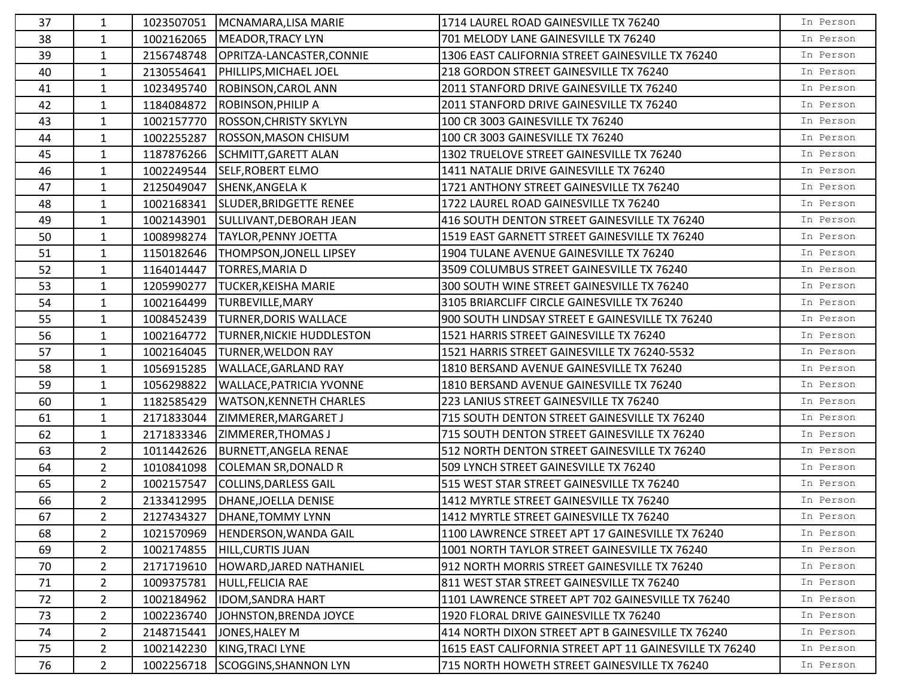| | | | | | |
|---|---|---|---|---|---|
| 37 | 1 | 1023507051 | MCNAMARA,LISA MARIE | 1714 LAUREL ROAD GAINESVILLE TX 76240 | In Person |
| 38 | 1 | 1002162065 | MEADOR,TRACY LYN | 701 MELODY LANE GAINESVILLE TX 76240 | In Person |
| 39 | 1 | 2156748748 | OPRITZA-LANCASTER,CONNIE | 1306 EAST CALIFORNIA STREET GAINESVILLE TX 76240 | In Person |
| 40 | 1 | 2130554641 | PHILLIPS,MICHAEL JOEL | 218 GORDON STREET GAINESVILLE TX 76240 | In Person |
| 41 | 1 | 1023495740 | ROBINSON,CAROL ANN | 2011 STANFORD DRIVE GAINESVILLE TX 76240 | In Person |
| 42 | 1 | 1184084872 | ROBINSON,PHILIP A | 2011 STANFORD DRIVE GAINESVILLE TX 76240 | In Person |
| 43 | 1 | 1002157770 | ROSSON,CHRISTY SKYLYN | 100 CR 3003 GAINESVILLE TX 76240 | In Person |
| 44 | 1 | 1002255287 | ROSSON,MASON CHISUM | 100 CR 3003 GAINESVILLE TX 76240 | In Person |
| 45 | 1 | 1187876266 | SCHMITT,GARETT ALAN | 1302 TRUELOVE STREET GAINESVILLE TX 76240 | In Person |
| 46 | 1 | 1002249544 | SELF,ROBERT ELMO | 1411 NATALIE DRIVE GAINESVILLE TX 76240 | In Person |
| 47 | 1 | 2125049047 | SHENK,ANGELA K | 1721 ANTHONY STREET GAINESVILLE TX 76240 | In Person |
| 48 | 1 | 1002168341 | SLUDER,BRIDGETTE RENEE | 1722 LAUREL ROAD GAINESVILLE TX 76240 | In Person |
| 49 | 1 | 1002143901 | SULLIVANT,DEBORAH JEAN | 416 SOUTH DENTON STREET GAINESVILLE TX 76240 | In Person |
| 50 | 1 | 1008998274 | TAYLOR,PENNY JOETTA | 1519 EAST GARNETT STREET GAINESVILLE TX 76240 | In Person |
| 51 | 1 | 1150182646 | THOMPSON,JONELL LIPSEY | 1904 TULANE AVENUE GAINESVILLE TX 76240 | In Person |
| 52 | 1 | 1164014447 | TORRES,MARIA D | 3509 COLUMBUS STREET GAINESVILLE TX 76240 | In Person |
| 53 | 1 | 1205990277 | TUCKER,KEISHA MARIE | 300 SOUTH WINE STREET GAINESVILLE TX 76240 | In Person |
| 54 | 1 | 1002164499 | TURBEVILLE,MARY | 3105 BRIARCLIFF CIRCLE GAINESVILLE TX 76240 | In Person |
| 55 | 1 | 1008452439 | TURNER,DORIS WALLACE | 900 SOUTH LINDSAY STREET E GAINESVILLE TX 76240 | In Person |
| 56 | 1 | 1002164772 | TURNER,NICKIE HUDDLESTON | 1521 HARRIS STREET GAINESVILLE TX 76240 | In Person |
| 57 | 1 | 1002164045 | TURNER,WELDON RAY | 1521 HARRIS STREET GAINESVILLE TX 76240-5532 | In Person |
| 58 | 1 | 1056915285 | WALLACE,GARLAND RAY | 1810 BERSAND AVENUE GAINESVILLE TX 76240 | In Person |
| 59 | 1 | 1056298822 | WALLACE,PATRICIA YVONNE | 1810 BERSAND AVENUE GAINESVILLE TX 76240 | In Person |
| 60 | 1 | 1182585429 | WATSON,KENNETH CHARLES | 223 LANIUS STREET GAINESVILLE TX 76240 | In Person |
| 61 | 1 | 2171833044 | ZIMMERER,MARGARET J | 715 SOUTH DENTON STREET GAINESVILLE TX 76240 | In Person |
| 62 | 1 | 2171833346 | ZIMMERER,THOMAS J | 715 SOUTH DENTON STREET GAINESVILLE TX 76240 | In Person |
| 63 | 2 | 1011442626 | BURNETT,ANGELA RENAE | 512 NORTH DENTON STREET GAINESVILLE TX 76240 | In Person |
| 64 | 2 | 1010841098 | COLEMAN SR,DONALD R | 509 LYNCH STREET GAINESVILLE TX 76240 | In Person |
| 65 | 2 | 1002157547 | COLLINS,DARLESS GAIL | 515 WEST STAR STREET GAINESVILLE TX 76240 | In Person |
| 66 | 2 | 2133412995 | DHANE,JOELLA DENISE | 1412 MYRTLE STREET GAINESVILLE TX 76240 | In Person |
| 67 | 2 | 2127434327 | DHANE,TOMMY LYNN | 1412 MYRTLE STREET GAINESVILLE TX 76240 | In Person |
| 68 | 2 | 1021570969 | HENDERSON,WANDA GAIL | 1100 LAWRENCE STREET APT 17 GAINESVILLE TX 76240 | In Person |
| 69 | 2 | 1002174855 | HILL,CURTIS JUAN | 1001 NORTH TAYLOR STREET GAINESVILLE TX 76240 | In Person |
| 70 | 2 | 2171719610 | HOWARD,JARED NATHANIEL | 912 NORTH MORRIS STREET GAINESVILLE TX 76240 | In Person |
| 71 | 2 | 1009375781 | HULL,FELICIA RAE | 811 WEST STAR STREET GAINESVILLE TX 76240 | In Person |
| 72 | 2 | 1002184962 | IDOM,SANDRA HART | 1101 LAWRENCE STREET APT 702 GAINESVILLE TX 76240 | In Person |
| 73 | 2 | 1002236740 | JOHNSTON,BRENDA JOYCE | 1920 FLORAL DRIVE GAINESVILLE TX 76240 | In Person |
| 74 | 2 | 2148715441 | JONES,HALEY M | 414 NORTH DIXON STREET APT B GAINESVILLE TX 76240 | In Person |
| 75 | 2 | 1002142230 | KING,TRACI LYNE | 1615 EAST CALIFORNIA STREET APT 11 GAINESVILLE TX 76240 | In Person |
| 76 | 2 | 1002256718 | SCOGGINS,SHANNON LYN | 715 NORTH HOWETH STREET GAINESVILLE TX 76240 | In Person |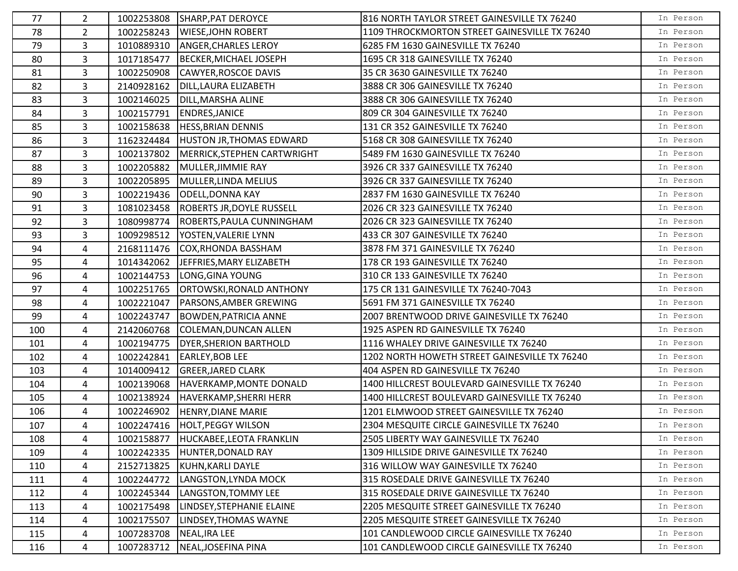| 77 | 2 | 1002253808 | SHARP,PAT DEROYCE | 816 NORTH TAYLOR STREET GAINESVILLE TX 76240 | In Person |
|---|---|---|---|---|---|
| 78 | 2 | 1002258243 | WIESE,JOHN ROBERT | 1109 THROCKMORTON STREET GAINESVILLE TX 76240 | In Person |
| 79 | 3 | 1010889310 | ANGER,CHARLES LEROY | 6285 FM 1630 GAINESVILLE TX 76240 | In Person |
| 80 | 3 | 1017185477 | BECKER,MICHAEL JOSEPH | 1695 CR 318 GAINESVILLE TX 76240 | In Person |
| 81 | 3 | 1002250908 | CAWYER,ROSCOE DAVIS | 35 CR 3630 GAINESVILLE TX 76240 | In Person |
| 82 | 3 | 2140928162 | DILL,LAURA ELIZABETH | 3888 CR 306 GAINESVILLE TX 76240 | In Person |
| 83 | 3 | 1002146025 | DILL,MARSHA ALINE | 3888 CR 306 GAINESVILLE TX 76240 | In Person |
| 84 | 3 | 1002157791 | ENDRES,JANICE | 809 CR 304 GAINESVILLE TX 76240 | In Person |
| 85 | 3 | 1002158638 | HESS,BRIAN DENNIS | 131 CR 352 GAINESVILLE TX 76240 | In Person |
| 86 | 3 | 1162324484 | HUSTON JR,THOMAS EDWARD | 5168 CR 308 GAINESVILLE TX 76240 | In Person |
| 87 | 3 | 1002137802 | MERRICK,STEPHEN CARTWRIGHT | 5489 FM 1630 GAINESVILLE TX 76240 | In Person |
| 88 | 3 | 1002205882 | MULLER,JIMMIE RAY | 3926 CR 337 GAINESVILLE TX 76240 | In Person |
| 89 | 3 | 1002205895 | MULLER,LINDA MELIUS | 3926 CR 337 GAINESVILLE TX 76240 | In Person |
| 90 | 3 | 1002219436 | ODELL,DONNA KAY | 2837 FM 1630 GAINESVILLE TX 76240 | In Person |
| 91 | 3 | 1081023458 | ROBERTS JR,DOYLE RUSSELL | 2026 CR 323 GAINESVILLE TX 76240 | In Person |
| 92 | 3 | 1080998774 | ROBERTS,PAULA CUNNINGHAM | 2026 CR 323 GAINESVILLE TX 76240 | In Person |
| 93 | 3 | 1009298512 | YOSTEN,VALERIE LYNN | 433 CR 307 GAINESVILLE TX 76240 | In Person |
| 94 | 4 | 2168111476 | COX,RHONDA BASSHAM | 3878 FM 371 GAINESVILLE TX 76240 | In Person |
| 95 | 4 | 1014342062 | JEFFRIES,MARY ELIZABETH | 178 CR 193 GAINESVILLE TX 76240 | In Person |
| 96 | 4 | 1002144753 | LONG,GINA YOUNG | 310 CR 133 GAINESVILLE TX 76240 | In Person |
| 97 | 4 | 1002251765 | ORTOWSKI,RONALD ANTHONY | 175 CR 131 GAINESVILLE TX 76240-7043 | In Person |
| 98 | 4 | 1002221047 | PARSONS,AMBER GREWING | 5691 FM 371 GAINESVILLE TX 76240 | In Person |
| 99 | 4 | 1002243747 | BOWDEN,PATRICIA ANNE | 2007 BRENTWOOD DRIVE GAINESVILLE TX 76240 | In Person |
| 100 | 4 | 2142060768 | COLEMAN,DUNCAN ALLEN | 1925 ASPEN RD GAINESVILLE TX 76240 | In Person |
| 101 | 4 | 1002194775 | DYER,SHERION BARTHOLD | 1116 WHALEY DRIVE GAINESVILLE TX 76240 | In Person |
| 102 | 4 | 1002242841 | EARLEY,BOB LEE | 1202 NORTH HOWETH STREET GAINESVILLE TX 76240 | In Person |
| 103 | 4 | 1014009412 | GREER,JARED CLARK | 404 ASPEN RD GAINESVILLE TX 76240 | In Person |
| 104 | 4 | 1002139068 | HAVERKAMP,MONTE DONALD | 1400 HILLCREST BOULEVARD GAINESVILLE TX 76240 | In Person |
| 105 | 4 | 1002138924 | HAVERKAMP,SHERRI HERR | 1400 HILLCREST BOULEVARD GAINESVILLE TX 76240 | In Person |
| 106 | 4 | 1002246902 | HENRY,DIANE MARIE | 1201 ELMWOOD STREET GAINESVILLE TX 76240 | In Person |
| 107 | 4 | 1002247416 | HOLT,PEGGY WILSON | 2304 MESQUITE CIRCLE GAINESVILLE TX 76240 | In Person |
| 108 | 4 | 1002158877 | HUCKABEE,LEOTA FRANKLIN | 2505 LIBERTY WAY GAINESVILLE TX 76240 | In Person |
| 109 | 4 | 1002242335 | HUNTER,DONALD RAY | 1309 HILLSIDE DRIVE GAINESVILLE TX 76240 | In Person |
| 110 | 4 | 2152713825 | KUHN,KARLI DAYLE | 316 WILLOW WAY GAINESVILLE TX 76240 | In Person |
| 111 | 4 | 1002244772 | LANGSTON,LYNDA MOCK | 315 ROSEDALE DRIVE GAINESVILLE TX 76240 | In Person |
| 112 | 4 | 1002245344 | LANGSTON,TOMMY LEE | 315 ROSEDALE DRIVE GAINESVILLE TX 76240 | In Person |
| 113 | 4 | 1002175498 | LINDSEY,STEPHANIE ELAINE | 2205 MESQUITE STREET GAINESVILLE TX 76240 | In Person |
| 114 | 4 | 1002175507 | LINDSEY,THOMAS WAYNE | 2205 MESQUITE STREET GAINESVILLE TX 76240 | In Person |
| 115 | 4 | 1007283708 | NEAL,IRA LEE | 101 CANDLEWOOD CIRCLE GAINESVILLE TX 76240 | In Person |
| 116 | 4 | 1007283712 | NEAL,JOSEFINA PINA | 101 CANDLEWOOD CIRCLE GAINESVILLE TX 76240 | In Person |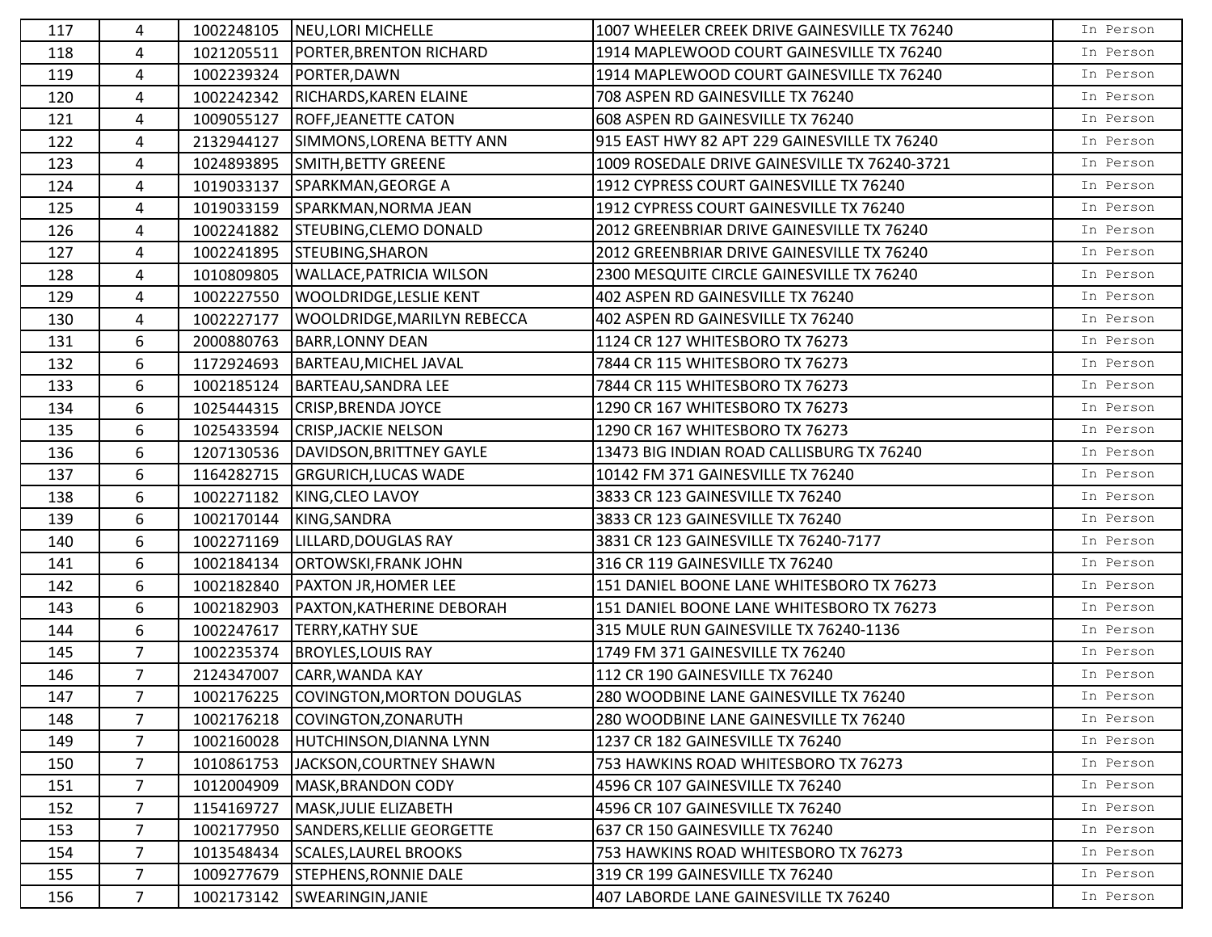| 117 | 4 | 1002248105 | NEU,LORI MICHELLE | 1007 WHEELER CREEK DRIVE GAINESVILLE TX 76240 | In Person |
|---|---|---|---|---|---|
| 118 | 4 | 1021205511 | PORTER,BRENTON RICHARD | 1914 MAPLEWOOD COURT GAINESVILLE TX 76240 | In Person |
| 119 | 4 | 1002239324 | PORTER,DAWN | 1914 MAPLEWOOD COURT GAINESVILLE TX 76240 | In Person |
| 120 | 4 | 1002242342 | RICHARDS,KAREN ELAINE | 708 ASPEN RD GAINESVILLE TX 76240 | In Person |
| 121 | 4 | 1009055127 | ROFF,JEANETTE CATON | 608 ASPEN RD GAINESVILLE TX 76240 | In Person |
| 122 | 4 | 2132944127 | SIMMONS,LORENA BETTY ANN | 915 EAST HWY 82 APT 229 GAINESVILLE TX 76240 | In Person |
| 123 | 4 | 1024893895 | SMITH,BETTY GREENE | 1009 ROSEDALE DRIVE GAINESVILLE TX 76240-3721 | In Person |
| 124 | 4 | 1019033137 | SPARKMAN,GEORGE A | 1912 CYPRESS COURT GAINESVILLE TX 76240 | In Person |
| 125 | 4 | 1019033159 | SPARKMAN,NORMA JEAN | 1912 CYPRESS COURT GAINESVILLE TX 76240 | In Person |
| 126 | 4 | 1002241882 | STEUBING,CLEMO DONALD | 2012 GREENBRIAR DRIVE GAINESVILLE TX 76240 | In Person |
| 127 | 4 | 1002241895 | STEUBING,SHARON | 2012 GREENBRIAR DRIVE GAINESVILLE TX 76240 | In Person |
| 128 | 4 | 1010809805 | WALLACE,PATRICIA WILSON | 2300 MESQUITE CIRCLE GAINESVILLE TX 76240 | In Person |
| 129 | 4 | 1002227550 | WOOLDRIDGE,LESLIE KENT | 402 ASPEN RD GAINESVILLE TX 76240 | In Person |
| 130 | 4 | 1002227177 | WOOLDRIDGE,MARILYN REBECCA | 402 ASPEN RD GAINESVILLE TX 76240 | In Person |
| 131 | 6 | 2000880763 | BARR,LONNY DEAN | 1124 CR 127 WHITESBORO TX 76273 | In Person |
| 132 | 6 | 1172924693 | BARTEAU,MICHEL JAVAL | 7844 CR 115 WHITESBORO TX 76273 | In Person |
| 133 | 6 | 1002185124 | BARTEAU,SANDRA LEE | 7844 CR 115 WHITESBORO TX 76273 | In Person |
| 134 | 6 | 1025444315 | CRISP,BRENDA JOYCE | 1290 CR 167 WHITESBORO TX 76273 | In Person |
| 135 | 6 | 1025433594 | CRISP,JACKIE NELSON | 1290 CR 167 WHITESBORO TX 76273 | In Person |
| 136 | 6 | 1207130536 | DAVIDSON,BRITTNEY GAYLE | 13473 BIG INDIAN ROAD CALLISBURG TX 76240 | In Person |
| 137 | 6 | 1164282715 | GRGURICH,LUCAS WADE | 10142 FM 371 GAINESVILLE TX 76240 | In Person |
| 138 | 6 | 1002271182 | KING,CLEO LAVOY | 3833 CR 123 GAINESVILLE TX 76240 | In Person |
| 139 | 6 | 1002170144 | KING,SANDRA | 3833 CR 123 GAINESVILLE TX 76240 | In Person |
| 140 | 6 | 1002271169 | LILLARD,DOUGLAS RAY | 3831 CR 123 GAINESVILLE TX 76240-7177 | In Person |
| 141 | 6 | 1002184134 | ORTOWSKI,FRANK JOHN | 316 CR 119 GAINESVILLE TX 76240 | In Person |
| 142 | 6 | 1002182840 | PAXTON JR,HOMER LEE | 151 DANIEL BOONE LANE WHITESBORO TX 76273 | In Person |
| 143 | 6 | 1002182903 | PAXTON,KATHERINE DEBORAH | 151 DANIEL BOONE LANE WHITESBORO TX 76273 | In Person |
| 144 | 6 | 1002247617 | TERRY,KATHY SUE | 315 MULE RUN GAINESVILLE TX 76240-1136 | In Person |
| 145 | 7 | 1002235374 | BROYLES,LOUIS RAY | 1749 FM 371 GAINESVILLE TX 76240 | In Person |
| 146 | 7 | 2124347007 | CARR,WANDA KAY | 112 CR 190 GAINESVILLE TX 76240 | In Person |
| 147 | 7 | 1002176225 | COVINGTON,MORTON DOUGLAS | 280 WOODBINE LANE GAINESVILLE TX 76240 | In Person |
| 148 | 7 | 1002176218 | COVINGTON,ZONARUTH | 280 WOODBINE LANE GAINESVILLE TX 76240 | In Person |
| 149 | 7 | 1002160028 | HUTCHINSON,DIANNA LYNN | 1237 CR 182 GAINESVILLE TX 76240 | In Person |
| 150 | 7 | 1010861753 | JACKSON,COURTNEY SHAWN | 753 HAWKINS ROAD WHITESBORO TX 76273 | In Person |
| 151 | 7 | 1012004909 | MASK,BRANDON CODY | 4596 CR 107 GAINESVILLE TX 76240 | In Person |
| 152 | 7 | 1154169727 | MASK,JULIE ELIZABETH | 4596 CR 107 GAINESVILLE TX 76240 | In Person |
| 153 | 7 | 1002177950 | SANDERS,KELLIE GEORGETTE | 637 CR 150 GAINESVILLE TX 76240 | In Person |
| 154 | 7 | 1013548434 | SCALES,LAUREL BROOKS | 753 HAWKINS ROAD WHITESBORO TX 76273 | In Person |
| 155 | 7 | 1009277679 | STEPHENS,RONNIE DALE | 319 CR 199 GAINESVILLE TX 76240 | In Person |
| 156 | 7 | 1002173142 | SWEARINGIN,JANIE | 407 LABORDE LANE GAINESVILLE TX 76240 | In Person |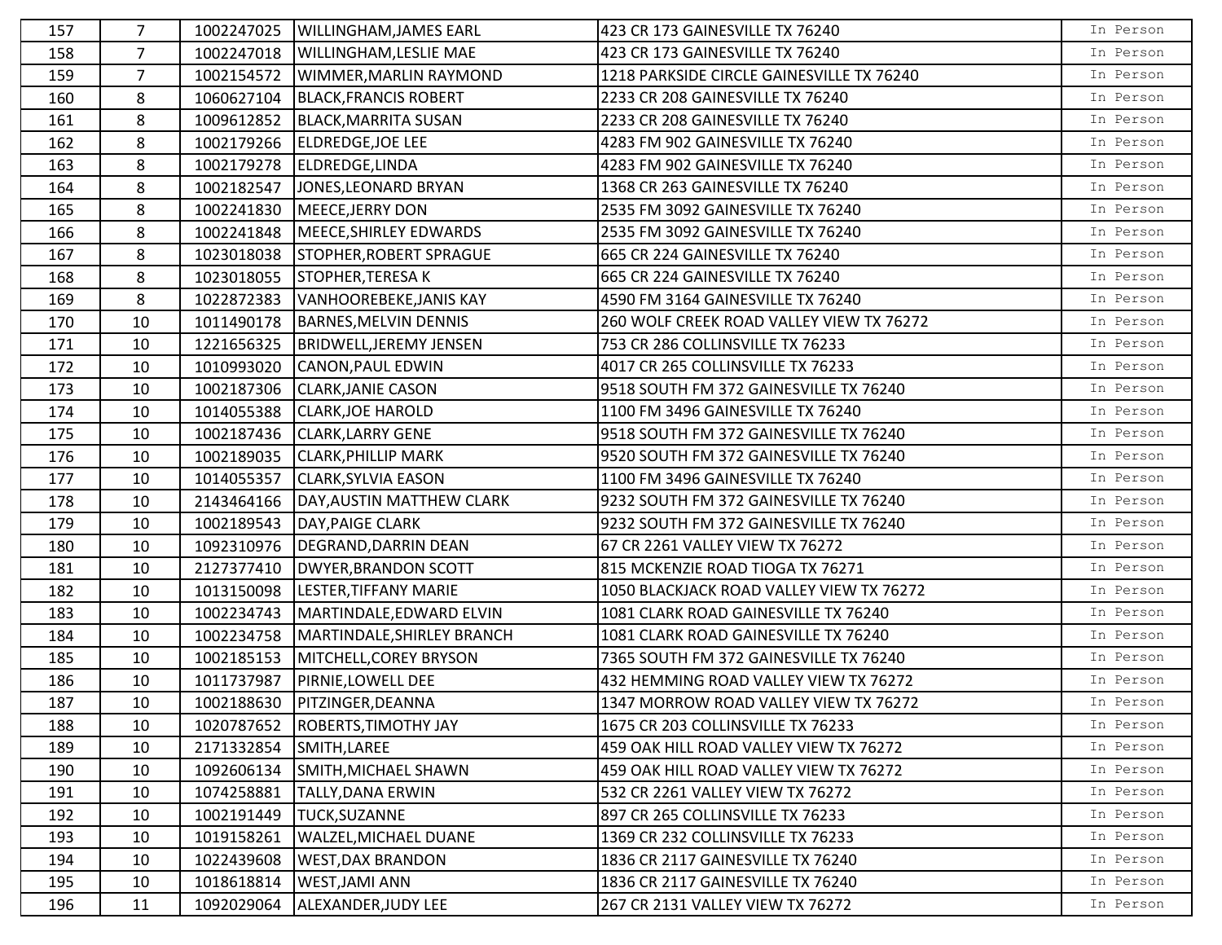| 157 | 7 | 1002247025 | WILLINGHAM,JAMES EARL | 423 CR 173 GAINESVILLE TX 76240 | In Person |
|---|---|---|---|---|---|
| 158 | 7 | 1002247018 | WILLINGHAM,LESLIE MAE | 423 CR 173 GAINESVILLE TX 76240 | In Person |
| 159 | 7 | 1002154572 | WIMMER,MARLIN RAYMOND | 1218 PARKSIDE CIRCLE GAINESVILLE TX 76240 | In Person |
| 160 | 8 | 1060627104 | BLACK,FRANCIS ROBERT | 2233 CR 208 GAINESVILLE TX 76240 | In Person |
| 161 | 8 | 1009612852 | BLACK,MARRITA SUSAN | 2233 CR 208 GAINESVILLE TX 76240 | In Person |
| 162 | 8 | 1002179266 | ELDREDGE,JOE LEE | 4283 FM 902 GAINESVILLE TX 76240 | In Person |
| 163 | 8 | 1002179278 | ELDREDGE,LINDA | 4283 FM 902 GAINESVILLE TX 76240 | In Person |
| 164 | 8 | 1002182547 | JONES,LEONARD BRYAN | 1368 CR 263 GAINESVILLE TX 76240 | In Person |
| 165 | 8 | 1002241830 | MEECE,JERRY DON | 2535 FM 3092 GAINESVILLE TX 76240 | In Person |
| 166 | 8 | 1002241848 | MEECE,SHIRLEY EDWARDS | 2535 FM 3092 GAINESVILLE TX 76240 | In Person |
| 167 | 8 | 1023018038 | STOPHER,ROBERT SPRAGUE | 665 CR 224 GAINESVILLE TX 76240 | In Person |
| 168 | 8 | 1023018055 | STOPHER,TERESA K | 665 CR 224 GAINESVILLE TX 76240 | In Person |
| 169 | 8 | 1022872383 | VANHOOREBEKE,JANIS KAY | 4590 FM 3164 GAINESVILLE TX 76240 | In Person |
| 170 | 10 | 1011490178 | BARNES,MELVIN DENNIS | 260 WOLF CREEK ROAD VALLEY VIEW TX 76272 | In Person |
| 171 | 10 | 1221656325 | BRIDWELL,JEREMY JENSEN | 753 CR 286 COLLINSVILLE TX 76233 | In Person |
| 172 | 10 | 1010993020 | CANON,PAUL EDWIN | 4017 CR 265 COLLINSVILLE TX 76233 | In Person |
| 173 | 10 | 1002187306 | CLARK,JANIE CASON | 9518 SOUTH FM 372 GAINESVILLE TX 76240 | In Person |
| 174 | 10 | 1014055388 | CLARK,JOE HAROLD | 1100 FM 3496 GAINESVILLE TX 76240 | In Person |
| 175 | 10 | 1002187436 | CLARK,LARRY GENE | 9518 SOUTH FM 372 GAINESVILLE TX 76240 | In Person |
| 176 | 10 | 1002189035 | CLARK,PHILLIP MARK | 9520 SOUTH FM 372 GAINESVILLE TX 76240 | In Person |
| 177 | 10 | 1014055357 | CLARK,SYLVIA EASON | 1100 FM 3496 GAINESVILLE TX 76240 | In Person |
| 178 | 10 | 2143464166 | DAY,AUSTIN MATTHEW CLARK | 9232 SOUTH FM 372 GAINESVILLE TX 76240 | In Person |
| 179 | 10 | 1002189543 | DAY,PAIGE CLARK | 9232 SOUTH FM 372 GAINESVILLE TX 76240 | In Person |
| 180 | 10 | 1092310976 | DEGRAND,DARRIN DEAN | 67 CR 2261 VALLEY VIEW TX 76272 | In Person |
| 181 | 10 | 2127377410 | DWYER,BRANDON SCOTT | 815 MCKENZIE ROAD TIOGA TX 76271 | In Person |
| 182 | 10 | 1013150098 | LESTER,TIFFANY MARIE | 1050 BLACKJACK ROAD VALLEY VIEW TX 76272 | In Person |
| 183 | 10 | 1002234743 | MARTINDALE,EDWARD ELVIN | 1081 CLARK ROAD GAINESVILLE TX 76240 | In Person |
| 184 | 10 | 1002234758 | MARTINDALE,SHIRLEY BRANCH | 1081 CLARK ROAD GAINESVILLE TX 76240 | In Person |
| 185 | 10 | 1002185153 | MITCHELL,COREY BRYSON | 7365 SOUTH FM 372 GAINESVILLE TX 76240 | In Person |
| 186 | 10 | 1011737987 | PIRNIE,LOWELL DEE | 432 HEMMING ROAD VALLEY VIEW TX 76272 | In Person |
| 187 | 10 | 1002188630 | PITZINGER,DEANNA | 1347 MORROW ROAD VALLEY VIEW TX 76272 | In Person |
| 188 | 10 | 1020787652 | ROBERTS,TIMOTHY JAY | 1675 CR 203 COLLINSVILLE TX 76233 | In Person |
| 189 | 10 | 2171332854 | SMITH,LAREE | 459 OAK HILL ROAD VALLEY VIEW TX 76272 | In Person |
| 190 | 10 | 1092606134 | SMITH,MICHAEL SHAWN | 459 OAK HILL ROAD VALLEY VIEW TX 76272 | In Person |
| 191 | 10 | 1074258881 | TALLY,DANA ERWIN | 532 CR 2261 VALLEY VIEW TX 76272 | In Person |
| 192 | 10 | 1002191449 | TUCK,SUZANNE | 897 CR 265 COLLINSVILLE TX 76233 | In Person |
| 193 | 10 | 1019158261 | WALZEL,MICHAEL DUANE | 1369 CR 232 COLLINSVILLE TX 76233 | In Person |
| 194 | 10 | 1022439608 | WEST,DAX BRANDON | 1836 CR 2117 GAINESVILLE TX 76240 | In Person |
| 195 | 10 | 1018618814 | WEST,JAMI ANN | 1836 CR 2117 GAINESVILLE TX 76240 | In Person |
| 196 | 11 | 1092029064 | ALEXANDER,JUDY LEE | 267 CR 2131 VALLEY VIEW TX 76272 | In Person |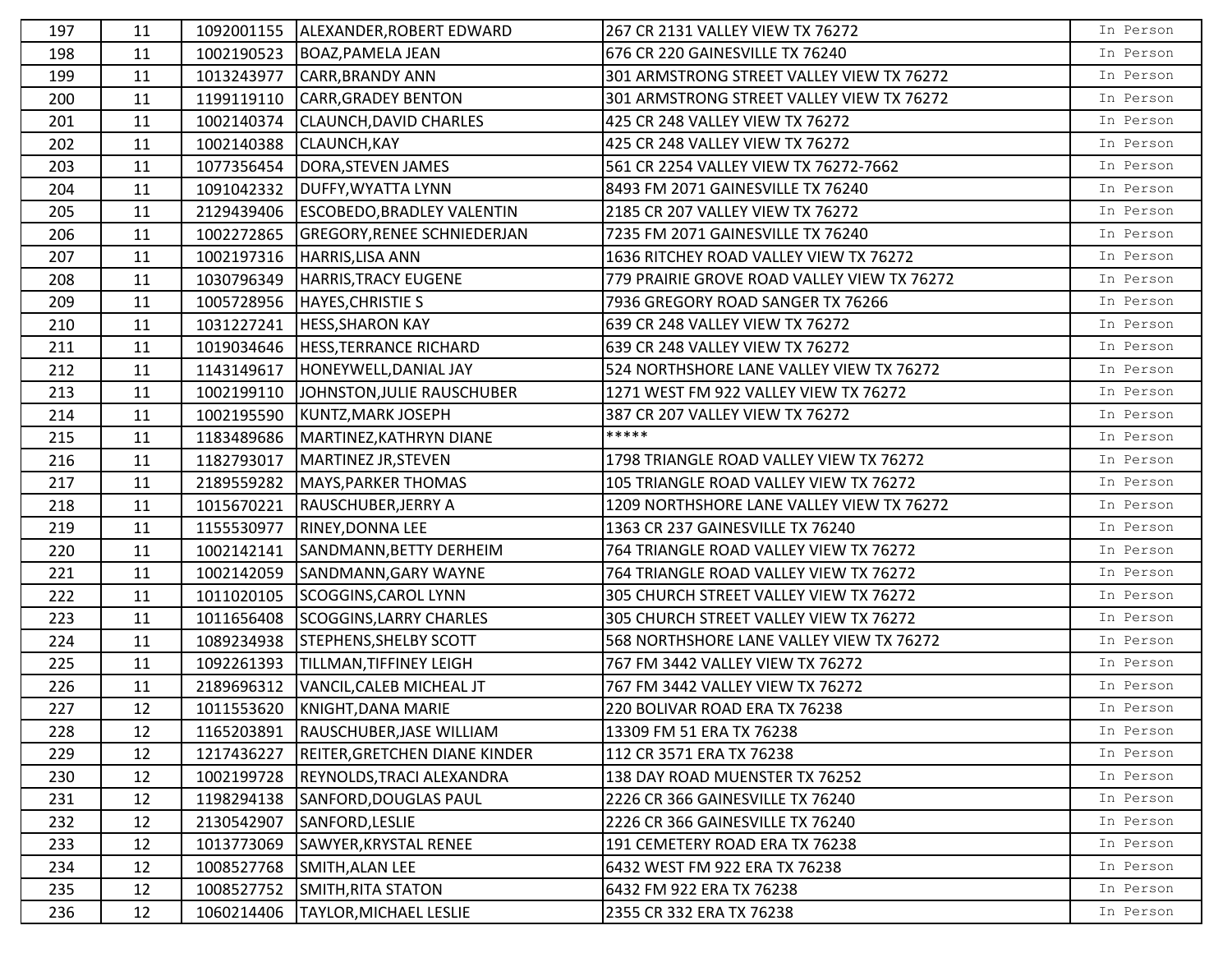| | | | | | |
|---|---|---|---|---|---|
| 197 | 11 | 1092001155 | ALEXANDER,ROBERT EDWARD | 267 CR 2131 VALLEY VIEW TX 76272 | In Person |
| 198 | 11 | 1002190523 | BOAZ,PAMELA JEAN | 676 CR 220 GAINESVILLE TX 76240 | In Person |
| 199 | 11 | 1013243977 | CARR,BRANDY ANN | 301 ARMSTRONG STREET VALLEY VIEW TX 76272 | In Person |
| 200 | 11 | 1199119110 | CARR,GRADEY BENTON | 301 ARMSTRONG STREET VALLEY VIEW TX 76272 | In Person |
| 201 | 11 | 1002140374 | CLAUNCH,DAVID CHARLES | 425 CR 248 VALLEY VIEW TX 76272 | In Person |
| 202 | 11 | 1002140388 | CLAUNCH,KAY | 425 CR 248 VALLEY VIEW TX 76272 | In Person |
| 203 | 11 | 1077356454 | DORA,STEVEN JAMES | 561 CR 2254 VALLEY VIEW TX 76272-7662 | In Person |
| 204 | 11 | 1091042332 | DUFFY,WYATTA LYNN | 8493 FM 2071 GAINESVILLE TX 76240 | In Person |
| 205 | 11 | 2129439406 | ESCOBEDO,BRADLEY VALENTIN | 2185 CR 207 VALLEY VIEW TX 76272 | In Person |
| 206 | 11 | 1002272865 | GREGORY,RENEE SCHNIEDERJAN | 7235 FM 2071 GAINESVILLE TX 76240 | In Person |
| 207 | 11 | 1002197316 | HARRIS,LISA ANN | 1636 RITCHEY ROAD VALLEY VIEW TX 76272 | In Person |
| 208 | 11 | 1030796349 | HARRIS,TRACY EUGENE | 779 PRAIRIE GROVE ROAD VALLEY VIEW TX 76272 | In Person |
| 209 | 11 | 1005728956 | HAYES,CHRISTIE S | 7936 GREGORY ROAD SANGER TX 76266 | In Person |
| 210 | 11 | 1031227241 | HESS,SHARON KAY | 639 CR 248 VALLEY VIEW TX 76272 | In Person |
| 211 | 11 | 1019034646 | HESS,TERRANCE RICHARD | 639 CR 248 VALLEY VIEW TX 76272 | In Person |
| 212 | 11 | 1143149617 | HONEYWELL,DANIAL JAY | 524 NORTHSHORE LANE VALLEY VIEW TX 76272 | In Person |
| 213 | 11 | 1002199110 | JOHNSTON,JULIE RAUSCHUBER | 1271 WEST FM 922 VALLEY VIEW TX 76272 | In Person |
| 214 | 11 | 1002195590 | KUNTZ,MARK JOSEPH | 387 CR 207 VALLEY VIEW TX 76272 | In Person |
| 215 | 11 | 1183489686 | MARTINEZ,KATHRYN DIANE | ***** | In Person |
| 216 | 11 | 1182793017 | MARTINEZ JR,STEVEN | 1798 TRIANGLE ROAD VALLEY VIEW TX 76272 | In Person |
| 217 | 11 | 2189559282 | MAYS,PARKER THOMAS | 105 TRIANGLE ROAD VALLEY VIEW TX 76272 | In Person |
| 218 | 11 | 1015670221 | RAUSCHUBER,JERRY A | 1209 NORTHSHORE LANE VALLEY VIEW TX 76272 | In Person |
| 219 | 11 | 1155530977 | RINEY,DONNA LEE | 1363 CR 237 GAINESVILLE TX 76240 | In Person |
| 220 | 11 | 1002142141 | SANDMANN,BETTY DERHEIM | 764 TRIANGLE ROAD VALLEY VIEW TX 76272 | In Person |
| 221 | 11 | 1002142059 | SANDMANN,GARY WAYNE | 764 TRIANGLE ROAD VALLEY VIEW TX 76272 | In Person |
| 222 | 11 | 1011020105 | SCOGGINS,CAROL LYNN | 305 CHURCH STREET VALLEY VIEW TX 76272 | In Person |
| 223 | 11 | 1011656408 | SCOGGINS,LARRY CHARLES | 305 CHURCH STREET VALLEY VIEW TX 76272 | In Person |
| 224 | 11 | 1089234938 | STEPHENS,SHELBY SCOTT | 568 NORTHSHORE LANE VALLEY VIEW TX 76272 | In Person |
| 225 | 11 | 1092261393 | TILLMAN,TIFFINEY LEIGH | 767 FM 3442 VALLEY VIEW TX 76272 | In Person |
| 226 | 11 | 2189696312 | VANCIL,CALEB MICHEAL JT | 767 FM 3442 VALLEY VIEW TX 76272 | In Person |
| 227 | 12 | 1011553620 | KNIGHT,DANA MARIE | 220 BOLIVAR ROAD ERA TX 76238 | In Person |
| 228 | 12 | 1165203891 | RAUSCHUBER,JASE WILLIAM | 13309 FM 51 ERA TX 76238 | In Person |
| 229 | 12 | 1217436227 | REITER,GRETCHEN DIANE KINDER | 112 CR 3571 ERA TX 76238 | In Person |
| 230 | 12 | 1002199728 | REYNOLDS,TRACI ALEXANDRA | 138 DAY ROAD MUENSTER TX 76252 | In Person |
| 231 | 12 | 1198294138 | SANFORD,DOUGLAS PAUL | 2226 CR 366 GAINESVILLE TX 76240 | In Person |
| 232 | 12 | 2130542907 | SANFORD,LESLIE | 2226 CR 366 GAINESVILLE TX 76240 | In Person |
| 233 | 12 | 1013773069 | SAWYER,KRYSTAL RENEE | 191 CEMETERY ROAD ERA TX 76238 | In Person |
| 234 | 12 | 1008527768 | SMITH,ALAN LEE | 6432 WEST FM 922 ERA TX 76238 | In Person |
| 235 | 12 | 1008527752 | SMITH,RITA STATON | 6432 FM 922 ERA TX 76238 | In Person |
| 236 | 12 | 1060214406 | TAYLOR,MICHAEL LESLIE | 2355 CR 332 ERA TX 76238 | In Person |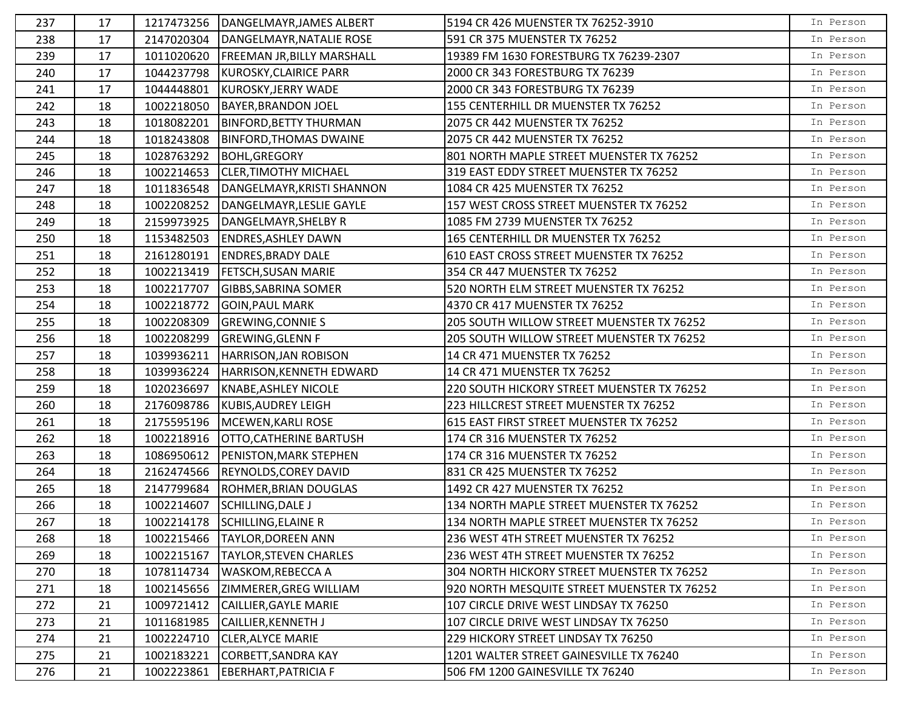| 237 | 17 | 1217473256 | DANGELMAYR,JAMES ALBERT | 5194 CR 426 MUENSTER TX 76252-3910 | In Person |
|---|---|---|---|---|---|
| 238 | 17 | 2147020304 | DANGELMAYR,NATALIE ROSE | 591 CR 375 MUENSTER TX 76252 | In Person |
| 239 | 17 | 1011020620 | FREEMAN JR,BILLY MARSHALL | 19389 FM 1630 FORESTBURG TX 76239-2307 | In Person |
| 240 | 17 | 1044237798 | KUROSKY,CLAIRICE PARR | 2000 CR 343 FORESTBURG TX 76239 | In Person |
| 241 | 17 | 1044448801 | KUROSKY,JERRY WADE | 2000 CR 343 FORESTBURG TX 76239 | In Person |
| 242 | 18 | 1002218050 | BAYER,BRANDON JOEL | 155 CENTERHILL DR MUENSTER TX 76252 | In Person |
| 243 | 18 | 1018082201 | BINFORD,BETTY THURMAN | 2075 CR 442 MUENSTER TX 76252 | In Person |
| 244 | 18 | 1018243808 | BINFORD,THOMAS DWAINE | 2075 CR 442 MUENSTER TX 76252 | In Person |
| 245 | 18 | 1028763292 | BOHL,GREGORY | 801 NORTH MAPLE STREET MUENSTER TX 76252 | In Person |
| 246 | 18 | 1002214653 | CLER,TIMOTHY MICHAEL | 319 EAST EDDY STREET MUENSTER TX 76252 | In Person |
| 247 | 18 | 1011836548 | DANGELMAYR,KRISTI SHANNON | 1084 CR 425 MUENSTER TX 76252 | In Person |
| 248 | 18 | 1002208252 | DANGELMAYR,LESLIE GAYLE | 157 WEST CROSS STREET MUENSTER TX 76252 | In Person |
| 249 | 18 | 2159973925 | DANGELMAYR,SHELBY R | 1085 FM 2739 MUENSTER TX 76252 | In Person |
| 250 | 18 | 1153482503 | ENDRES,ASHLEY DAWN | 165 CENTERHILL DR MUENSTER TX 76252 | In Person |
| 251 | 18 | 2161280191 | ENDRES,BRADY DALE | 610 EAST CROSS STREET MUENSTER TX 76252 | In Person |
| 252 | 18 | 1002213419 | FETSCH,SUSAN MARIE | 354 CR 447 MUENSTER TX 76252 | In Person |
| 253 | 18 | 1002217707 | GIBBS,SABRINA SOMER | 520 NORTH ELM STREET MUENSTER TX 76252 | In Person |
| 254 | 18 | 1002218772 | GOIN,PAUL MARK | 4370 CR 417 MUENSTER TX 76252 | In Person |
| 255 | 18 | 1002208309 | GREWING,CONNIE S | 205 SOUTH WILLOW STREET MUENSTER TX 76252 | In Person |
| 256 | 18 | 1002208299 | GREWING,GLENN F | 205 SOUTH WILLOW STREET MUENSTER TX 76252 | In Person |
| 257 | 18 | 1039936211 | HARRISON,JAN ROBISON | 14 CR 471 MUENSTER TX 76252 | In Person |
| 258 | 18 | 1039936224 | HARRISON,KENNETH EDWARD | 14 CR 471 MUENSTER TX 76252 | In Person |
| 259 | 18 | 1020236697 | KNABE,ASHLEY NICOLE | 220 SOUTH HICKORY STREET MUENSTER TX 76252 | In Person |
| 260 | 18 | 2176098786 | KUBIS,AUDREY LEIGH | 223 HILLCREST STREET MUENSTER TX 76252 | In Person |
| 261 | 18 | 2175595196 | MCEWEN,KARLI ROSE | 615 EAST FIRST STREET MUENSTER TX 76252 | In Person |
| 262 | 18 | 1002218916 | OTTO,CATHERINE BARTUSH | 174 CR 316 MUENSTER TX 76252 | In Person |
| 263 | 18 | 1086950612 | PENISTON,MARK STEPHEN | 174 CR 316 MUENSTER TX 76252 | In Person |
| 264 | 18 | 2162474566 | REYNOLDS,COREY DAVID | 831 CR 425 MUENSTER TX 76252 | In Person |
| 265 | 18 | 2147799684 | ROHMER,BRIAN DOUGLAS | 1492 CR 427 MUENSTER TX 76252 | In Person |
| 266 | 18 | 1002214607 | SCHILLING,DALE J | 134 NORTH MAPLE STREET MUENSTER TX 76252 | In Person |
| 267 | 18 | 1002214178 | SCHILLING,ELAINE R | 134 NORTH MAPLE STREET MUENSTER TX 76252 | In Person |
| 268 | 18 | 1002215466 | TAYLOR,DOREEN ANN | 236 WEST 4TH STREET MUENSTER TX 76252 | In Person |
| 269 | 18 | 1002215167 | TAYLOR,STEVEN CHARLES | 236 WEST 4TH STREET MUENSTER TX 76252 | In Person |
| 270 | 18 | 1078114734 | WASKOM,REBECCA A | 304 NORTH HICKORY STREET MUENSTER TX 76252 | In Person |
| 271 | 18 | 1002145656 | ZIMMERER,GREG WILLIAM | 920 NORTH MESQUITE STREET MUENSTER TX 76252 | In Person |
| 272 | 21 | 1009721412 | CAILLIER,GAYLE MARIE | 107 CIRCLE DRIVE WEST LINDSAY TX 76250 | In Person |
| 273 | 21 | 1011681985 | CAILLIER,KENNETH J | 107 CIRCLE DRIVE WEST LINDSAY TX 76250 | In Person |
| 274 | 21 | 1002224710 | CLER,ALYCE MARIE | 229 HICKORY STREET LINDSAY TX 76250 | In Person |
| 275 | 21 | 1002183221 | CORBETT,SANDRA KAY | 1201 WALTER STREET GAINESVILLE TX 76240 | In Person |
| 276 | 21 | 1002223861 | EBERHART,PATRICIA F | 506 FM 1200 GAINESVILLE TX 76240 | In Person |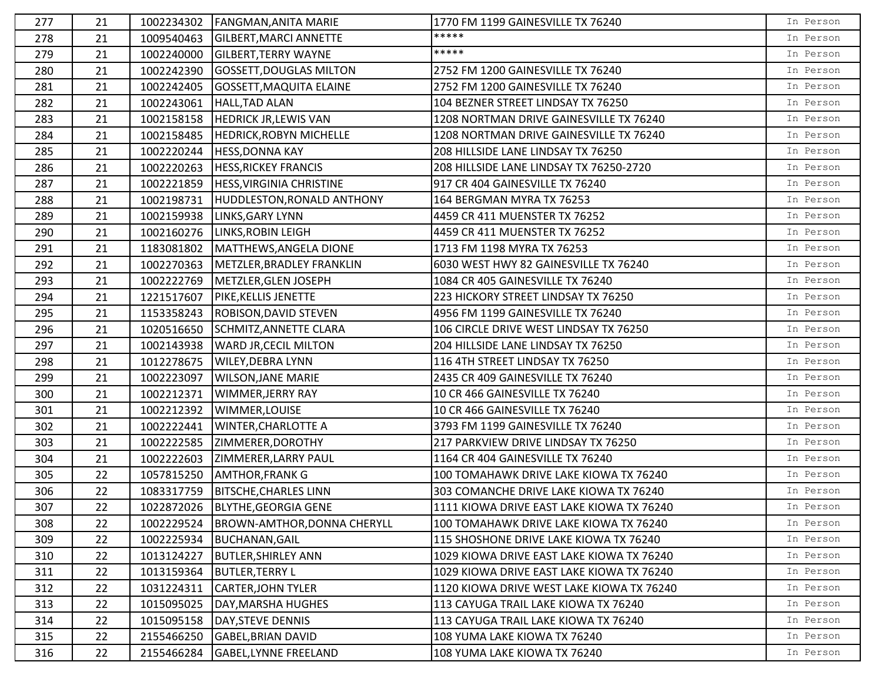| 277 | 21 | 1002234302 | FANGMAN,ANITA MARIE | 1770 FM 1199 GAINESVILLE TX 76240 | In Person |
|---|---|---|---|---|---|
| 278 | 21 | 1009540463 | GILBERT,MARCI ANNETTE | ***** | In Person |
| 279 | 21 | 1002240000 | GILBERT,TERRY WAYNE | ***** | In Person |
| 280 | 21 | 1002242390 | GOSSETT,DOUGLAS MILTON | 2752 FM 1200 GAINESVILLE TX 76240 | In Person |
| 281 | 21 | 1002242405 | GOSSETT,MAQUITA ELAINE | 2752 FM 1200 GAINESVILLE TX 76240 | In Person |
| 282 | 21 | 1002243061 | HALL,TAD ALAN | 104 BEZNER STREET LINDSAY TX 76250 | In Person |
| 283 | 21 | 1002158158 | HEDRICK JR,LEWIS VAN | 1208 NORTMAN DRIVE GAINESVILLE TX 76240 | In Person |
| 284 | 21 | 1002158485 | HEDRICK,ROBYN MICHELLE | 1208 NORTMAN DRIVE GAINESVILLE TX 76240 | In Person |
| 285 | 21 | 1002220244 | HESS,DONNA KAY | 208 HILLSIDE LANE LINDSAY TX 76250 | In Person |
| 286 | 21 | 1002220263 | HESS,RICKEY FRANCIS | 208 HILLSIDE LANE LINDSAY TX 76250-2720 | In Person |
| 287 | 21 | 1002221859 | HESS,VIRGINIA CHRISTINE | 917 CR 404 GAINESVILLE TX 76240 | In Person |
| 288 | 21 | 1002198731 | HUDDLESTON,RONALD ANTHONY | 164 BERGMAN MYRA TX 76253 | In Person |
| 289 | 21 | 1002159938 | LINKS,GARY LYNN | 4459 CR 411 MUENSTER TX 76252 | In Person |
| 290 | 21 | 1002160276 | LINKS,ROBIN LEIGH | 4459 CR 411 MUENSTER TX 76252 | In Person |
| 291 | 21 | 1183081802 | MATTHEWS,ANGELA DIONE | 1713 FM 1198 MYRA TX 76253 | In Person |
| 292 | 21 | 1002270363 | METZLER,BRADLEY FRANKLIN | 6030 WEST HWY 82 GAINESVILLE TX 76240 | In Person |
| 293 | 21 | 1002222769 | METZLER,GLEN JOSEPH | 1084 CR 405 GAINESVILLE TX 76240 | In Person |
| 294 | 21 | 1221517607 | PIKE,KELLIS JENETTE | 223 HICKORY STREET LINDSAY TX 76250 | In Person |
| 295 | 21 | 1153358243 | ROBISON,DAVID STEVEN | 4956 FM 1199 GAINESVILLE TX 76240 | In Person |
| 296 | 21 | 1020516650 | SCHMITZ,ANNETTE CLARA | 106 CIRCLE DRIVE WEST LINDSAY TX 76250 | In Person |
| 297 | 21 | 1002143938 | WARD JR,CECIL MILTON | 204 HILLSIDE LANE LINDSAY TX 76250 | In Person |
| 298 | 21 | 1012278675 | WILEY,DEBRA LYNN | 116 4TH STREET LINDSAY TX 76250 | In Person |
| 299 | 21 | 1002223097 | WILSON,JANE MARIE | 2435 CR 409 GAINESVILLE TX 76240 | In Person |
| 300 | 21 | 1002212371 | WIMMER,JERRY RAY | 10 CR 466 GAINESVILLE TX 76240 | In Person |
| 301 | 21 | 1002212392 | WIMMER,LOUISE | 10 CR 466 GAINESVILLE TX 76240 | In Person |
| 302 | 21 | 1002222441 | WINTER,CHARLOTTE A | 3793 FM 1199 GAINESVILLE TX 76240 | In Person |
| 303 | 21 | 1002222585 | ZIMMERER,DOROTHY | 217 PARKVIEW DRIVE LINDSAY TX 76250 | In Person |
| 304 | 21 | 1002222603 | ZIMMERER,LARRY PAUL | 1164 CR 404 GAINESVILLE TX 76240 | In Person |
| 305 | 22 | 1057815250 | AMTHOR,FRANK G | 100 TOMAHAWK DRIVE LAKE KIOWA TX 76240 | In Person |
| 306 | 22 | 1083317759 | BITSCHE,CHARLES LINN | 303 COMANCHE DRIVE LAKE KIOWA TX 76240 | In Person |
| 307 | 22 | 1022872026 | BLYTHE,GEORGIA GENE | 1111 KIOWA DRIVE EAST LAKE KIOWA TX 76240 | In Person |
| 308 | 22 | 1002229524 | BROWN-AMTHOR,DONNA CHERYLL | 100 TOMAHAWK DRIVE LAKE KIOWA TX 76240 | In Person |
| 309 | 22 | 1002225934 | BUCHANAN,GAIL | 115 SHOSHONE DRIVE LAKE KIOWA TX 76240 | In Person |
| 310 | 22 | 1013124227 | BUTLER,SHIRLEY ANN | 1029 KIOWA DRIVE EAST LAKE KIOWA TX 76240 | In Person |
| 311 | 22 | 1013159364 | BUTLER,TERRY L | 1029 KIOWA DRIVE EAST LAKE KIOWA TX 76240 | In Person |
| 312 | 22 | 1031224311 | CARTER,JOHN TYLER | 1120 KIOWA DRIVE WEST LAKE KIOWA TX 76240 | In Person |
| 313 | 22 | 1015095025 | DAY,MARSHA HUGHES | 113 CAYUGA TRAIL LAKE KIOWA TX 76240 | In Person |
| 314 | 22 | 1015095158 | DAY,STEVE DENNIS | 113 CAYUGA TRAIL LAKE KIOWA TX 76240 | In Person |
| 315 | 22 | 2155466250 | GABEL,BRIAN DAVID | 108 YUMA LAKE KIOWA TX 76240 | In Person |
| 316 | 22 | 2155466284 | GABEL,LYNNE FREELAND | 108 YUMA LAKE KIOWA TX 76240 | In Person |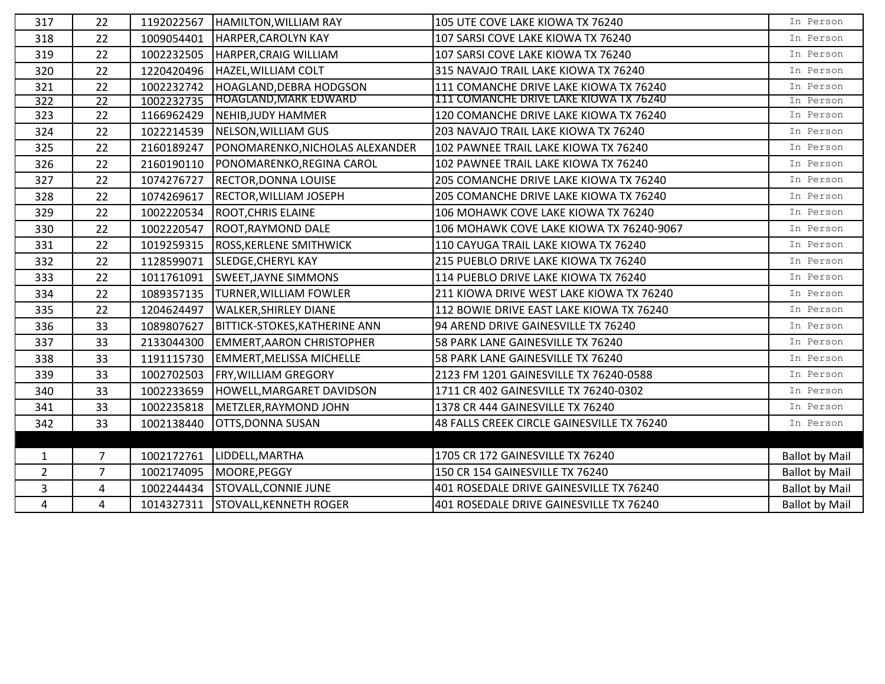| | | | | | |
|---|---|---|---|---|---|
| 317 | 22 | 1192022567 | HAMILTON,WILLIAM RAY | 105 UTE COVE LAKE KIOWA TX 76240 | In Person |
| 318 | 22 | 1009054401 | HARPER,CAROLYN KAY | 107 SARSI COVE LAKE KIOWA TX 76240 | In Person |
| 319 | 22 | 1002232505 | HARPER,CRAIG WILLIAM | 107 SARSI COVE LAKE KIOWA TX 76240 | In Person |
| 320 | 22 | 1220420496 | HAZEL,WILLIAM COLT | 315 NAVAJO TRAIL LAKE KIOWA TX 76240 | In Person |
| 321 | 22 | 1002232742 | HOAGLAND,DEBRA HODGSON | 111 COMANCHE DRIVE LAKE KIOWA TX 76240 | In Person |
| 322 | 22 | 1002232735 | HOAGLAND,MARK EDWARD | 111 COMANCHE DRIVE LAKE KIOWA TX 76240 | In Person |
| 323 | 22 | 1166962429 | NEHIB,JUDY HAMMER | 120 COMANCHE DRIVE LAKE KIOWA TX 76240 | In Person |
| 324 | 22 | 1022214539 | NELSON,WILLIAM GUS | 203 NAVAJO TRAIL LAKE KIOWA TX 76240 | In Person |
| 325 | 22 | 2160189247 | PONOMARENKO,NICHOLAS ALEXANDER | 102 PAWNEE TRAIL LAKE KIOWA TX 76240 | In Person |
| 326 | 22 | 2160190110 | PONOMARENKO,REGINA CAROL | 102 PAWNEE TRAIL LAKE KIOWA TX 76240 | In Person |
| 327 | 22 | 1074276727 | RECTOR,DONNA LOUISE | 205 COMANCHE DRIVE LAKE KIOWA TX 76240 | In Person |
| 328 | 22 | 1074269617 | RECTOR,WILLIAM JOSEPH | 205 COMANCHE DRIVE LAKE KIOWA TX 76240 | In Person |
| 329 | 22 | 1002220534 | ROOT,CHRIS ELAINE | 106 MOHAWK COVE LAKE KIOWA TX 76240 | In Person |
| 330 | 22 | 1002220547 | ROOT,RAYMOND DALE | 106 MOHAWK COVE LAKE KIOWA TX 76240-9067 | In Person |
| 331 | 22 | 1019259315 | ROSS,KERLENE SMITHWICK | 110 CAYUGA TRAIL LAKE KIOWA TX 76240 | In Person |
| 332 | 22 | 1128599071 | SLEDGE,CHERYL KAY | 215 PUEBLO DRIVE LAKE KIOWA TX 76240 | In Person |
| 333 | 22 | 1011761091 | SWEET,JAYNE SIMMONS | 114 PUEBLO DRIVE LAKE KIOWA TX 76240 | In Person |
| 334 | 22 | 1089357135 | TURNER,WILLIAM FOWLER | 211 KIOWA DRIVE WEST LAKE KIOWA TX 76240 | In Person |
| 335 | 22 | 1204624497 | WALKER,SHIRLEY DIANE | 112 BOWIE DRIVE EAST LAKE KIOWA TX 76240 | In Person |
| 336 | 33 | 1089807627 | BITTICK-STOKES,KATHERINE ANN | 94 AREND DRIVE GAINESVILLE TX 76240 | In Person |
| 337 | 33 | 2133044300 | EMMERT,AARON CHRISTOPHER | 58 PARK LANE GAINESVILLE TX 76240 | In Person |
| 338 | 33 | 1191115730 | EMMERT,MELISSA MICHELLE | 58 PARK LANE GAINESVILLE TX 76240 | In Person |
| 339 | 33 | 1002702503 | FRY,WILLIAM GREGORY | 2123 FM 1201 GAINESVILLE TX 76240-0588 | In Person |
| 340 | 33 | 1002233659 | HOWELL,MARGARET DAVIDSON | 1711 CR 402 GAINESVILLE TX 76240-0302 | In Person |
| 341 | 33 | 1002235818 | METZLER,RAYMOND JOHN | 1378 CR 444 GAINESVILLE TX 76240 | In Person |
| 342 | 33 | 1002138440 | OTTS,DONNA SUSAN | 48 FALLS CREEK CIRCLE GAINESVILLE TX 76240 | In Person |

| | | | | | |
|---|---|---|---|---|---|
| 1 | 7 | 1002172761 | LIDDELL,MARTHA | 1705 CR 172 GAINESVILLE TX 76240 | Ballot by Mail |
| 2 | 7 | 1002174095 | MOORE,PEGGY | 150 CR 154 GAINESVILLE TX 76240 | Ballot by Mail |
| 3 | 4 | 1002244434 | STOVALL,CONNIE JUNE | 401 ROSEDALE DRIVE GAINESVILLE TX 76240 | Ballot by Mail |
| 4 | 4 | 1014327311 | STOVALL,KENNETH ROGER | 401 ROSEDALE DRIVE GAINESVILLE TX 76240 | Ballot by Mail |